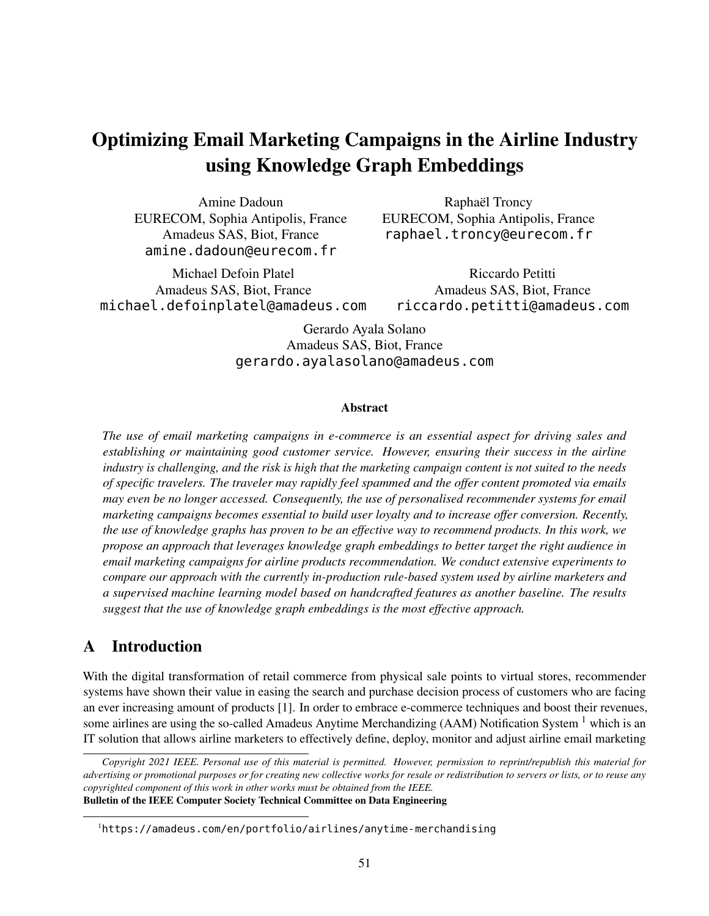# Optimizing Email Marketing Campaigns in the Airline Industry using Knowledge Graph Embeddings

Amine Dadoun
EURECOM, Sophia Antipolis, France
Amadeus SAS, Biot, France
amine.dadoun@eurecom.fr

Raphaël Troncy
EURECOM, Sophia Antipolis, France
raphael.troncy@eurecom.fr

Michael Defoin Platel
Amadeus SAS, Biot, France
michael.defoinplatel@amadeus.com

Riccardo Petitti
Amadeus SAS, Biot, France
riccardo.petitti@amadeus.com

Gerardo Ayala Solano
Amadeus SAS, Biot, France
gerardo.ayalasolano@amadeus.com

### Abstract

*The use of email marketing campaigns in e-commerce is an essential aspect for driving sales and establishing or maintaining good customer service. However, ensuring their success in the airline industry is challenging, and the risk is high that the marketing campaign content is not suited to the needs of specific travelers. The traveler may rapidly feel spammed and the offer content promoted via emails may even be no longer accessed. Consequently, the use of personalised recommender systems for email marketing campaigns becomes essential to build user loyalty and to increase offer conversion. Recently, the use of knowledge graphs has proven to be an effective way to recommend products. In this work, we propose an approach that leverages knowledge graph embeddings to better target the right audience in email marketing campaigns for airline products recommendation. We conduct extensive experiments to compare our approach with the currently in-production rule-based system used by airline marketers and a supervised machine learning model based on handcrafted features as another baseline. The results suggest that the use of knowledge graph embeddings is the most effective approach.*

## A Introduction

With the digital transformation of retail commerce from physical sale points to virtual stores, recommender systems have shown their value in easing the search and purchase decision process of customers who are facing an ever increasing amount of products [1]. In order to embrace e-commerce techniques and boost their revenues, some airlines are using the so-called Amadeus Anytime Merchandizing (AAM) Notification System [1] which is an IT solution that allows airline marketers to effectively define, deploy, monitor and adjust airline email marketing

*Copyright 2021 IEEE. Personal use of this material is permitted. However, permission to reprint/republish this material for advertising or promotional purposes or for creating new collective works for resale or redistribution to servers or lists, or to reuse any copyrighted component of this work in other works must be obtained from the IEEE.*
**Bulletin of the IEEE Computer Society Technical Committee on Data Engineering**

[1] https://amadeus.com/en/portfolio/airlines/anytime-merchandising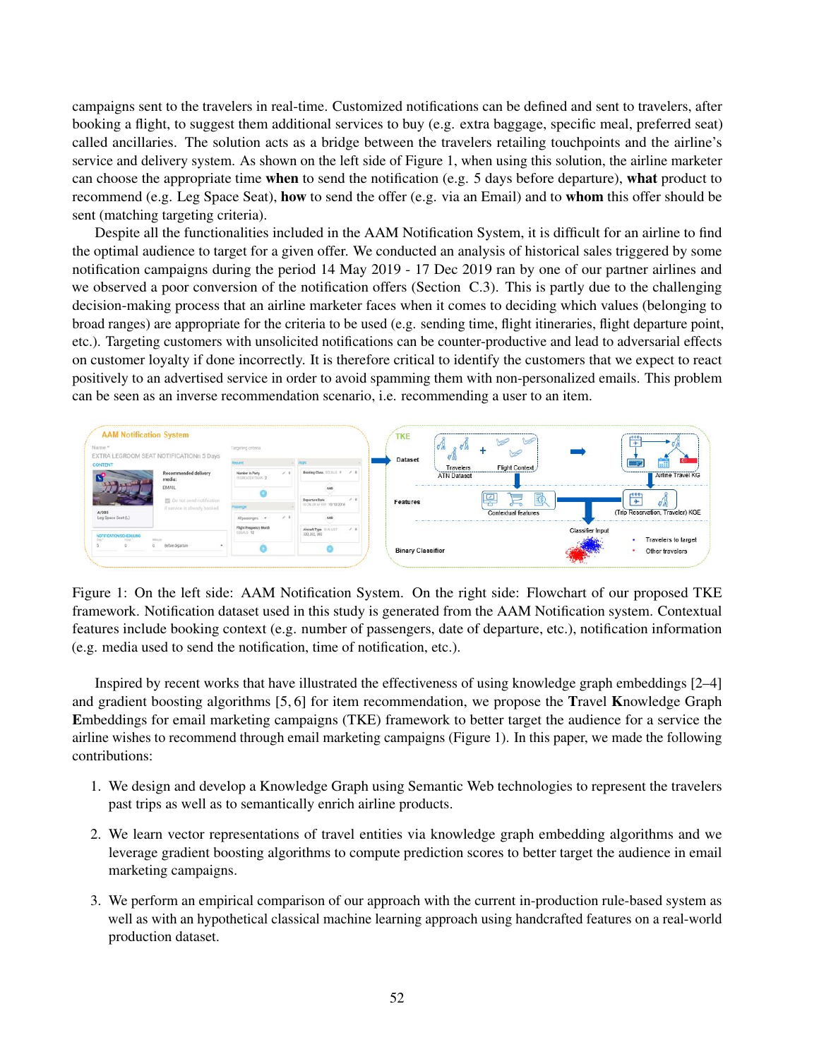campaigns sent to the travelers in real-time. Customized notifications can be defined and sent to travelers, after booking a flight, to suggest them additional services to buy (e.g. extra baggage, specific meal, preferred seat) called ancillaries. The solution acts as a bridge between the travelers retailing touchpoints and the airline's service and delivery system. As shown on the left side of Figure 1, when using this solution, the airline marketer can choose the appropriate time **when** to send the notification (e.g. 5 days before departure), **what** product to recommend (e.g. Leg Space Seat), **how** to send the offer (e.g. via an Email) and to **whom** this offer should be sent (matching targeting criteria).

Despite all the functionalities included in the AAM Notification System, it is difficult for an airline to find the optimal audience to target for a given offer. We conducted an analysis of historical sales triggered by some notification campaigns during the period 14 May 2019 - 17 Dec 2019 ran by one of our partner airlines and we observed a poor conversion of the notification offers (Section C.3). This is partly due to the challenging decision-making process that an airline marketer faces when it comes to deciding which values (belonging to broad ranges) are appropriate for the criteria to be used (e.g. sending time, flight itineraries, flight departure point, etc.). Targeting customers with unsolicited notifications can be counter-productive and lead to adversarial effects on customer loyalty if done incorrectly. It is therefore critical to identify the customers that we expect to react positively to an advertised service in order to avoid spamming them with non-personalized emails. This problem can be seen as an inverse recommendation scenario, i.e. recommending a user to an item.

Figure 1: On the left side: AAM Notification System. On the right side: Flowchart of our proposed TKE framework. Notification dataset used in this study is generated from the AAM Notification system. Contextual features include booking context (e.g. number of passengers, date of departure, etc.), notification information (e.g. media used to send the notification, time of notification, etc.).

Inspired by recent works that have illustrated the effectiveness of using knowledge graph embeddings [2–4] and gradient boosting algorithms [5, 6] for item recommendation, we propose the **T**ravel **K**nowledge Graph **E**mbeddings for email marketing campaigns (TKE) framework to better target the audience for a service the airline wishes to recommend through email marketing campaigns (Figure 1). In this paper, we made the following contributions:

1. We design and develop a Knowledge Graph using Semantic Web technologies to represent the travelers past trips as well as to semantically enrich airline products.
2. We learn vector representations of travel entities via knowledge graph embedding algorithms and we leverage gradient boosting algorithms to compute prediction scores to better target the audience in email marketing campaigns.
3. We perform an empirical comparison of our approach with the current in-production rule-based system as well as with an hypothetical classical machine learning approach using handcrafted features on a real-world production dataset.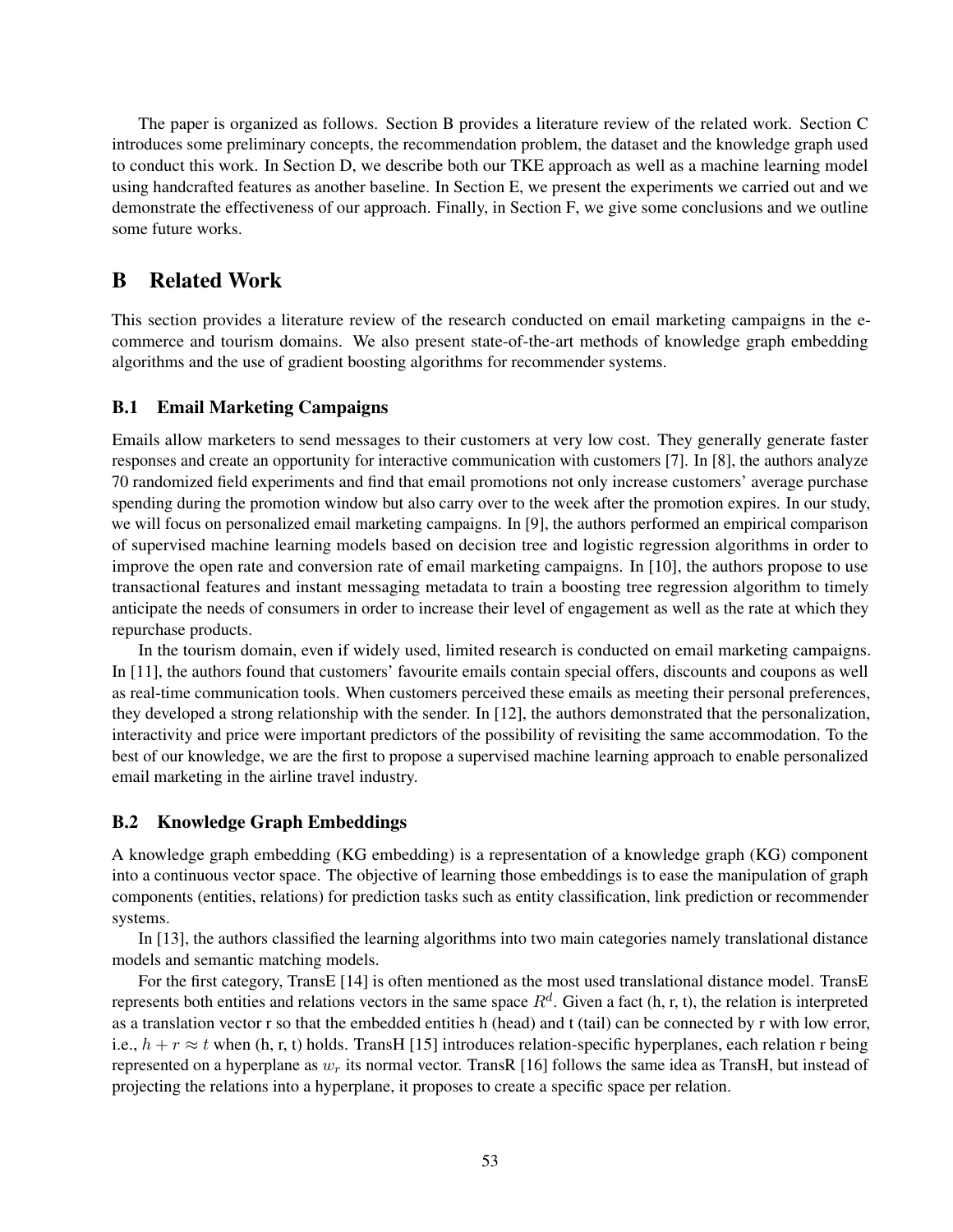The paper is organized as follows. Section B provides a literature review of the related work. Section C introduces some preliminary concepts, the recommendation problem, the dataset and the knowledge graph used to conduct this work. In Section D, we describe both our TKE approach as well as a machine learning model using handcrafted features as another baseline. In Section E, we present the experiments we carried out and we demonstrate the effectiveness of our approach. Finally, in Section F, we give some conclusions and we outline some future works.

# B Related Work

This section provides a literature review of the research conducted on email marketing campaigns in the e-commerce and tourism domains. We also present state-of-the-art methods of knowledge graph embedding algorithms and the use of gradient boosting algorithms for recommender systems.

## B.1 Email Marketing Campaigns

Emails allow marketers to send messages to their customers at very low cost. They generally generate faster responses and create an opportunity for interactive communication with customers [7]. In [8], the authors analyze 70 randomized field experiments and find that email promotions not only increase customers' average purchase spending during the promotion window but also carry over to the week after the promotion expires. In our study, we will focus on personalized email marketing campaigns. In [9], the authors performed an empirical comparison of supervised machine learning models based on decision tree and logistic regression algorithms in order to improve the open rate and conversion rate of email marketing campaigns. In [10], the authors propose to use transactional features and instant messaging metadata to train a boosting tree regression algorithm to timely anticipate the needs of consumers in order to increase their level of engagement as well as the rate at which they repurchase products.

In the tourism domain, even if widely used, limited research is conducted on email marketing campaigns. In [11], the authors found that customers' favourite emails contain special offers, discounts and coupons as well as real-time communication tools. When customers perceived these emails as meeting their personal preferences, they developed a strong relationship with the sender. In [12], the authors demonstrated that the personalization, interactivity and price were important predictors of the possibility of revisiting the same accommodation. To the best of our knowledge, we are the first to propose a supervised machine learning approach to enable personalized email marketing in the airline travel industry.

## B.2 Knowledge Graph Embeddings

A knowledge graph embedding (KG embedding) is a representation of a knowledge graph (KG) component into a continuous vector space. The objective of learning those embeddings is to ease the manipulation of graph components (entities, relations) for prediction tasks such as entity classification, link prediction or recommender systems.

In [13], the authors classified the learning algorithms into two main categories namely translational distance models and semantic matching models.

For the first category, TransE [14] is often mentioned as the most used translational distance model. TransE represents both entities and relations vectors in the same space $R^d$. Given a fact (h, r, t), the relation is interpreted as a translation vector r so that the embedded entities h (head) and t (tail) can be connected by r with low error, i.e., $h + r \approx t$ when (h, r, t) holds. TransH [15] introduces relation-specific hyperplanes, each relation r being represented on a hyperplane as $w_r$ its normal vector. TransR [16] follows the same idea as TransH, but instead of projecting the relations into a hyperplane, it proposes to create a specific space per relation.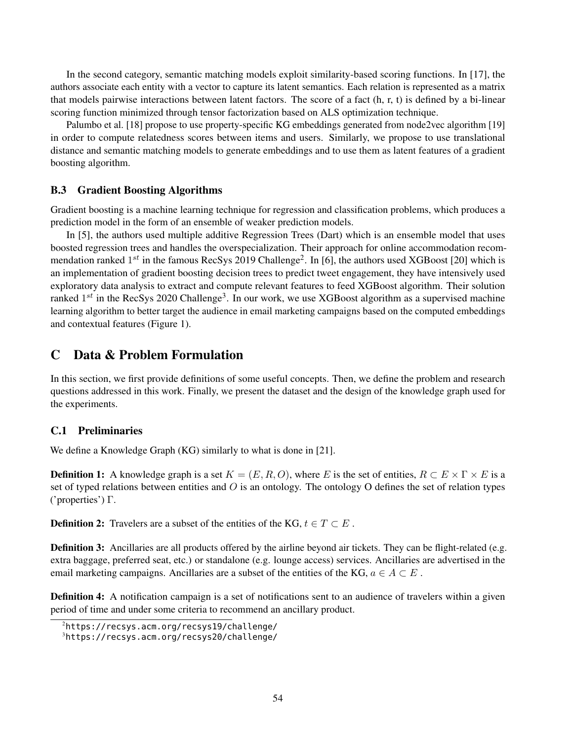In the second category, semantic matching models exploit similarity-based scoring functions. In [17], the authors associate each entity with a vector to capture its latent semantics. Each relation is represented as a matrix that models pairwise interactions between latent factors. The score of a fact (h, r, t) is defined by a bi-linear scoring function minimized through tensor factorization based on ALS optimization technique.

Palumbo et al. [18] propose to use property-specific KG embeddings generated from node2vec algorithm [19] in order to compute relatedness scores between items and users. Similarly, we propose to use translational distance and semantic matching models to generate embeddings and to use them as latent features of a gradient boosting algorithm.

### B.3 Gradient Boosting Algorithms

Gradient boosting is a machine learning technique for regression and classification problems, which produces a prediction model in the form of an ensemble of weaker prediction models.

In [5], the authors used multiple additive Regression Trees (Dart) which is an ensemble model that uses boosted regression trees and handles the overspecialization. Their approach for online accommodation recommendation ranked $1^{st}$ in the famous RecSys 2019 Challenge[2]. In [6], the authors used XGBoost [20] which is an implementation of gradient boosting decision trees to predict tweet engagement, they have intensively used exploratory data analysis to extract and compute relevant features to feed XGBoost algorithm. Their solution ranked $1^{st}$ in the RecSys 2020 Challenge[3]. In our work, we use XGBoost algorithm as a supervised machine learning algorithm to better target the audience in email marketing campaigns based on the computed embeddings and contextual features (Figure 1).

## C Data & Problem Formulation

In this section, we first provide definitions of some useful concepts. Then, we define the problem and research questions addressed in this work. Finally, we present the dataset and the design of the knowledge graph used for the experiments.

### C.1 Preliminaries

We define a Knowledge Graph (KG) similarly to what is done in [21].

**Definition 1:** A knowledge graph is a set $K = (E, R, O)$, where $E$ is the set of entities, $R \subset E \times \Gamma \times E$ is a set of typed relations between entities and $O$ is an ontology. The ontology O defines the set of relation types ('properties') $\Gamma$.

**Definition 2:** Travelers are a subset of the entities of the KG, $t \in T \subset E$ .

**Definition 3:** Ancillaries are all products offered by the airline beyond air tickets. They can be flight-related (e.g. extra baggage, preferred seat, etc.) or standalone (e.g. lounge access) services. Ancillaries are advertised in the email marketing campaigns. Ancillaries are a subset of the entities of the KG, $a \in A \subset E$ .

**Definition 4:** A notification campaign is a set of notifications sent to an audience of travelers within a given period of time and under some criteria to recommend an ancillary product.

[2] https://recsys.acm.org/recsys19/challenge/

[3] https://recsys.acm.org/recsys20/challenge/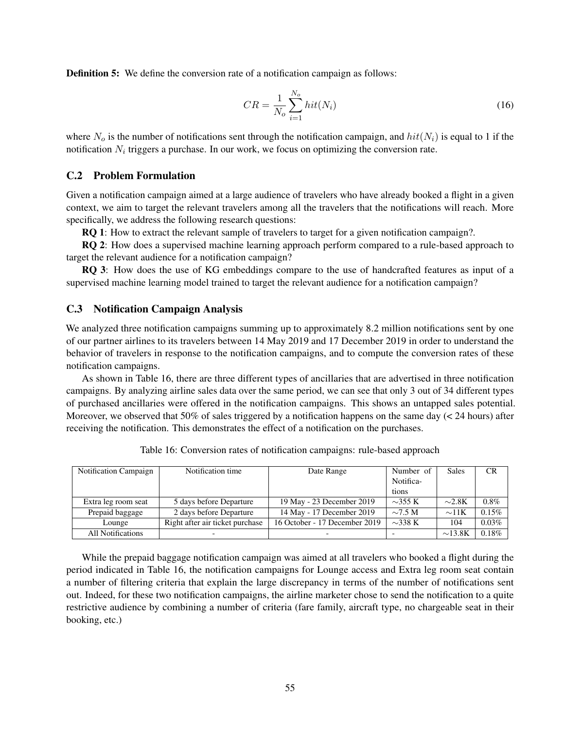**Definition 5:** We define the conversion rate of a notification campaign as follows:

$$CR = \frac{1}{N_o} \sum_{i=1}^{N_o} hit(N_i) \tag{16}$$

where $N_o$ is the number of notifications sent through the notification campaign, and $hit(N_i)$ is equal to 1 if the notification $N_i$ triggers a purchase. In our work, we focus on optimizing the conversion rate.

## C.2 Problem Formulation

Given a notification campaign aimed at a large audience of travelers who have already booked a flight in a given context, we aim to target the relevant travelers among all the travelers that the notifications will reach. More specifically, we address the following research questions:

**RQ 1**: How to extract the relevant sample of travelers to target for a given notification campaign?.

**RQ 2**: How does a supervised machine learning approach perform compared to a rule-based approach to target the relevant audience for a notification campaign?

**RQ 3**: How does the use of KG embeddings compare to the use of handcrafted features as input of a supervised machine learning model trained to target the relevant audience for a notification campaign?

## C.3 Notification Campaign Analysis

We analyzed three notification campaigns summing up to approximately 8.2 million notifications sent by one of our partner airlines to its travelers between 14 May 2019 and 17 December 2019 in order to understand the behavior of travelers in response to the notification campaigns, and to compute the conversion rates of these notification campaigns.

As shown in Table 16, there are three different types of ancillaries that are advertised in three notification campaigns. By analyzing airline sales data over the same period, we can see that only 3 out of 34 different types of purchased ancillaries were offered in the notification campaigns. This shows an untapped sales potential. Moreover, we observed that 50% of sales triggered by a notification happens on the same day (< 24 hours) after receiving the notification. This demonstrates the effect of a notification on the purchases.

Table 16: Conversion rates of notification campaigns: rule-based approach

| Notification Campaign | Notification time | Date Range | Number of Notifications | Sales | CR |
|---|---|---|---|---|---|
| Extra leg room seat | 5 days before Departure | 19 May - 23 December 2019 | ∼355 K | ∼2.8K | 0.8% |
| Prepaid baggage | 2 days before Departure | 14 May - 17 December 2019 | ∼7.5 M | ∼11K | 0.15% |
| Lounge | Right after air ticket purchase | 16 October - 17 December 2019 | ∼338 K | 104 | 0.03% |
| All Notifications | - | - | - | ∼13.8K | 0.18% |

While the prepaid baggage notification campaign was aimed at all travelers who booked a flight during the period indicated in Table 16, the notification campaigns for Lounge access and Extra leg room seat contain a number of filtering criteria that explain the large discrepancy in terms of the number of notifications sent out. Indeed, for these two notification campaigns, the airline marketer chose to send the notification to a quite restrictive audience by combining a number of criteria (fare family, aircraft type, no chargeable seat in their booking, etc.)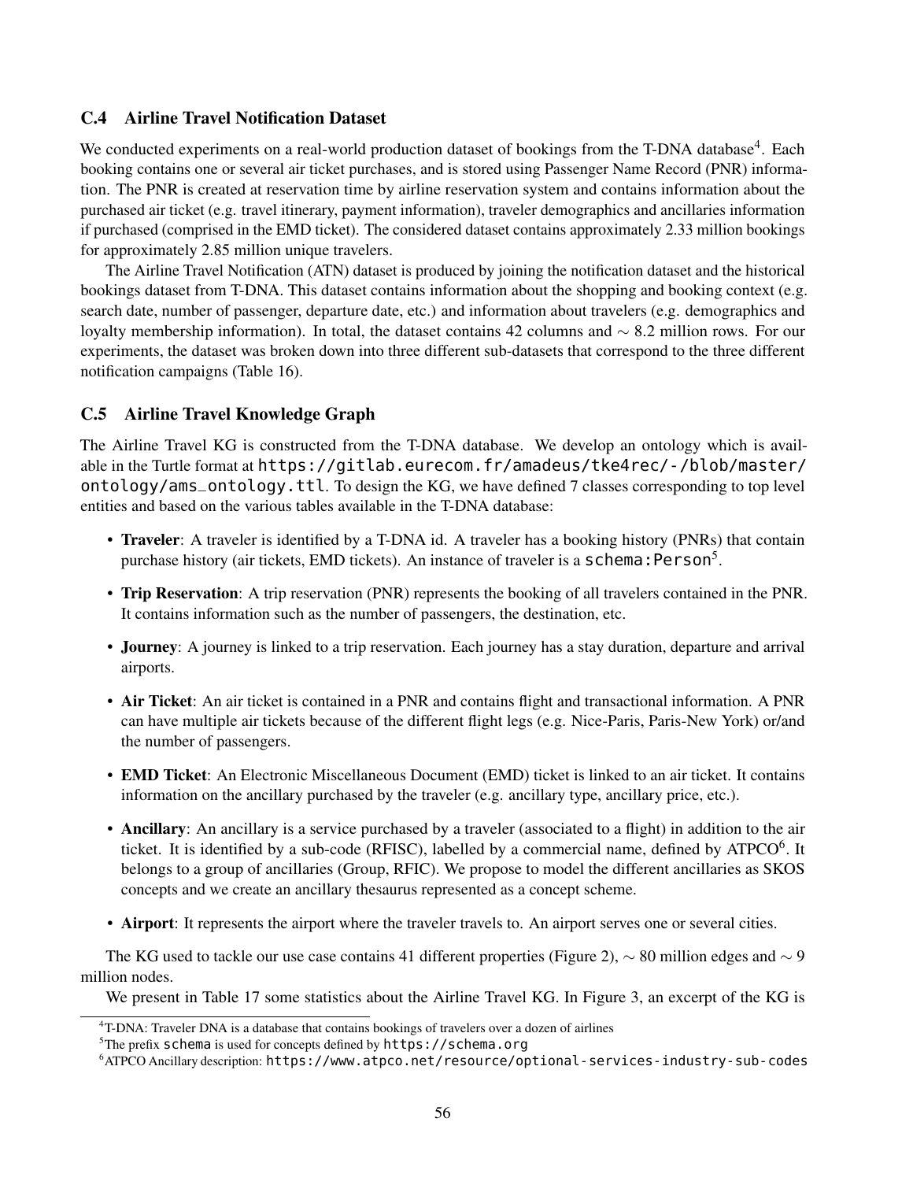### C.4 Airline Travel Notification Dataset

We conducted experiments on a real-world production dataset of bookings from the T-DNA database[4]. Each booking contains one or several air ticket purchases, and is stored using Passenger Name Record (PNR) information. The PNR is created at reservation time by airline reservation system and contains information about the purchased air ticket (e.g. travel itinerary, payment information), traveler demographics and ancillaries information if purchased (comprised in the EMD ticket). The considered dataset contains approximately 2.33 million bookings for approximately 2.85 million unique travelers.

The Airline Travel Notification (ATN) dataset is produced by joining the notification dataset and the historical bookings dataset from T-DNA. This dataset contains information about the shopping and booking context (e.g. search date, number of passenger, departure date, etc.) and information about travelers (e.g. demographics and loyalty membership information). In total, the dataset contains 42 columns and $\sim$ 8.2 million rows. For our experiments, the dataset was broken down into three different sub-datasets that correspond to the three different notification campaigns (Table 16).

### C.5 Airline Travel Knowledge Graph

The Airline Travel KG is constructed from the T-DNA database. We develop an ontology which is available in the Turtle format at `https://gitlab.eurecom.fr/amadeus/tke4rec/-/blob/master/ontology/ams_ontology.ttl`. To design the KG, we have defined 7 classes corresponding to top level entities and based on the various tables available in the T-DNA database:

- **Traveler**: A traveler is identified by a T-DNA id. A traveler has a booking history (PNRs) that contain purchase history (air tickets, EMD tickets). An instance of traveler is a `schema:Person`[5].
- **Trip Reservation**: A trip reservation (PNR) represents the booking of all travelers contained in the PNR. It contains information such as the number of passengers, the destination, etc.
- **Journey**: A journey is linked to a trip reservation. Each journey has a stay duration, departure and arrival airports.
- **Air Ticket**: An air ticket is contained in a PNR and contains flight and transactional information. A PNR can have multiple air tickets because of the different flight legs (e.g. Nice-Paris, Paris-New York) or/and the number of passengers.
- **EMD Ticket**: An Electronic Miscellaneous Document (EMD) ticket is linked to an air ticket. It contains information on the ancillary purchased by the traveler (e.g. ancillary type, ancillary price, etc.).
- **Ancillary**: An ancillary is a service purchased by a traveler (associated to a flight) in addition to the air ticket. It is identified by a sub-code (RFISC), labelled by a commercial name, defined by ATPCO[6]. It belongs to a group of ancillaries (Group, RFIC). We propose to model the different ancillaries as SKOS concepts and we create an ancillary thesaurus represented as a concept scheme.
- **Airport**: It represents the airport where the traveler travels to. An airport serves one or several cities.

The KG used to tackle our use case contains 41 different properties (Figure 2), $\sim$ 80 million edges and $\sim$ 9 million nodes.

We present in Table 17 some statistics about the Airline Travel KG. In Figure 3, an excerpt of the KG is

[4] T-DNA: Traveler DNA is a database that contains bookings of travelers over a dozen of airlines

[5] The prefix `schema` is used for concepts defined by `https://schema.org`

[6] ATPCO Ancillary description: `https://www.atpco.net/resource/optional-services-industry-sub-codes`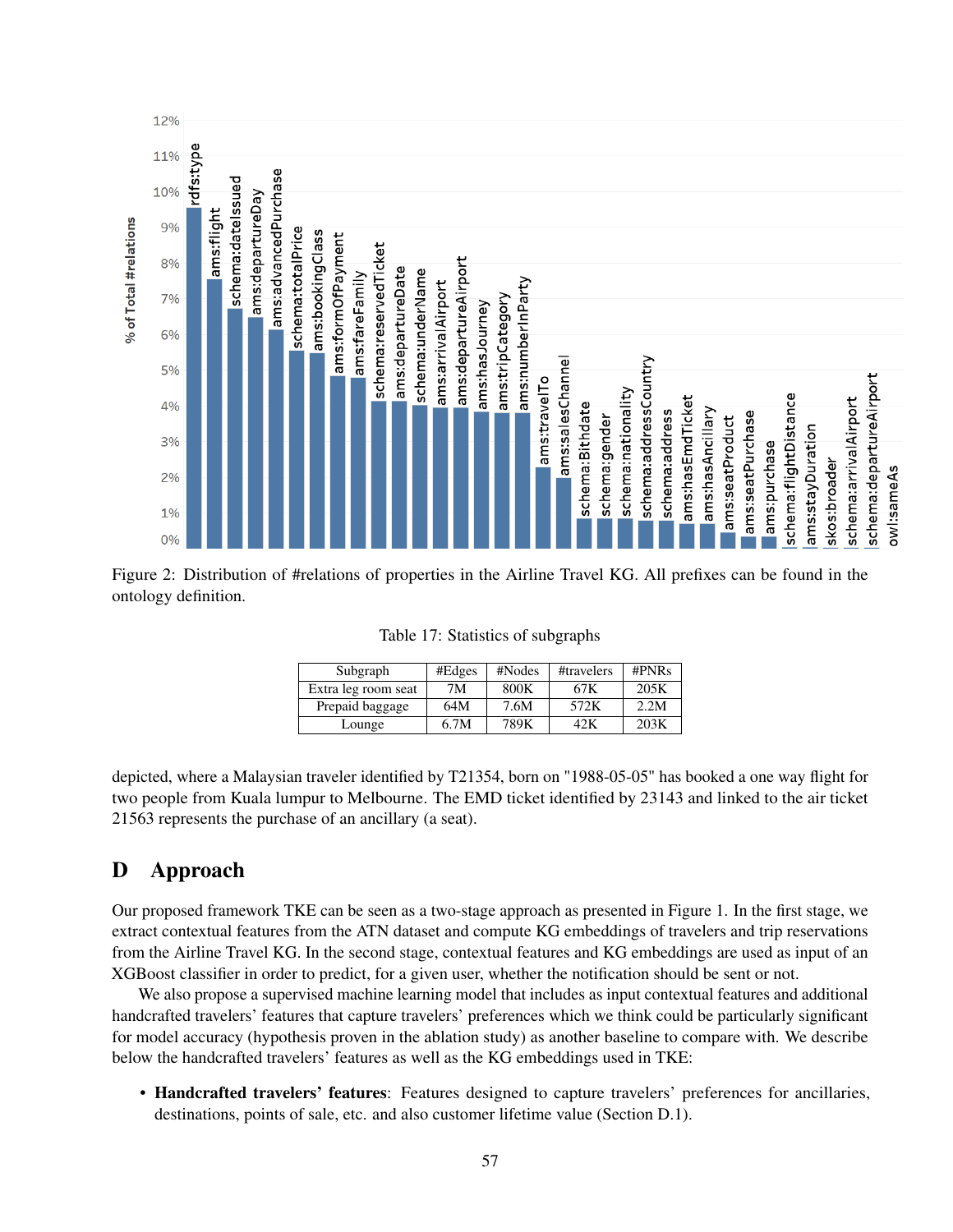Figure 2: Distribution of #relations of properties in the Airline Travel KG. All prefixes can be found in the ontology definition.

Table 17: Statistics of subgraphs

| Subgraph | #Edges | #Nodes | #travelers | #PNRs |
|---|---|---|---|---|
| Extra leg room seat | 7M | 800K | 67K | 205K |
| Prepaid baggage | 64M | 7.6M | 572K | 2.2M |
| Lounge | 6.7M | 789K | 42K | 203K |

depicted, where a Malaysian traveler identified by T21354, born on "1988-05-05" has booked a one way flight for two people from Kuala lumpur to Melbourne. The EMD ticket identified by 23143 and linked to the air ticket 21563 represents the purchase of an ancillary (a seat).

# D Approach

Our proposed framework TKE can be seen as a two-stage approach as presented in Figure 1. In the first stage, we extract contextual features from the ATN dataset and compute KG embeddings of travelers and trip reservations from the Airline Travel KG. In the second stage, contextual features and KG embeddings are used as input of an XGBoost classifier in order to predict, for a given user, whether the notification should be sent or not.

We also propose a supervised machine learning model that includes as input contextual features and additional handcrafted travelers' features that capture travelers' preferences which we think could be particularly significant for model accuracy (hypothesis proven in the ablation study) as another baseline to compare with. We describe below the handcrafted travelers' features as well as the KG embeddings used in TKE:

- **Handcrafted travelers' features**: Features designed to capture travelers' preferences for ancillaries, destinations, points of sale, etc. and also customer lifetime value (Section D.1).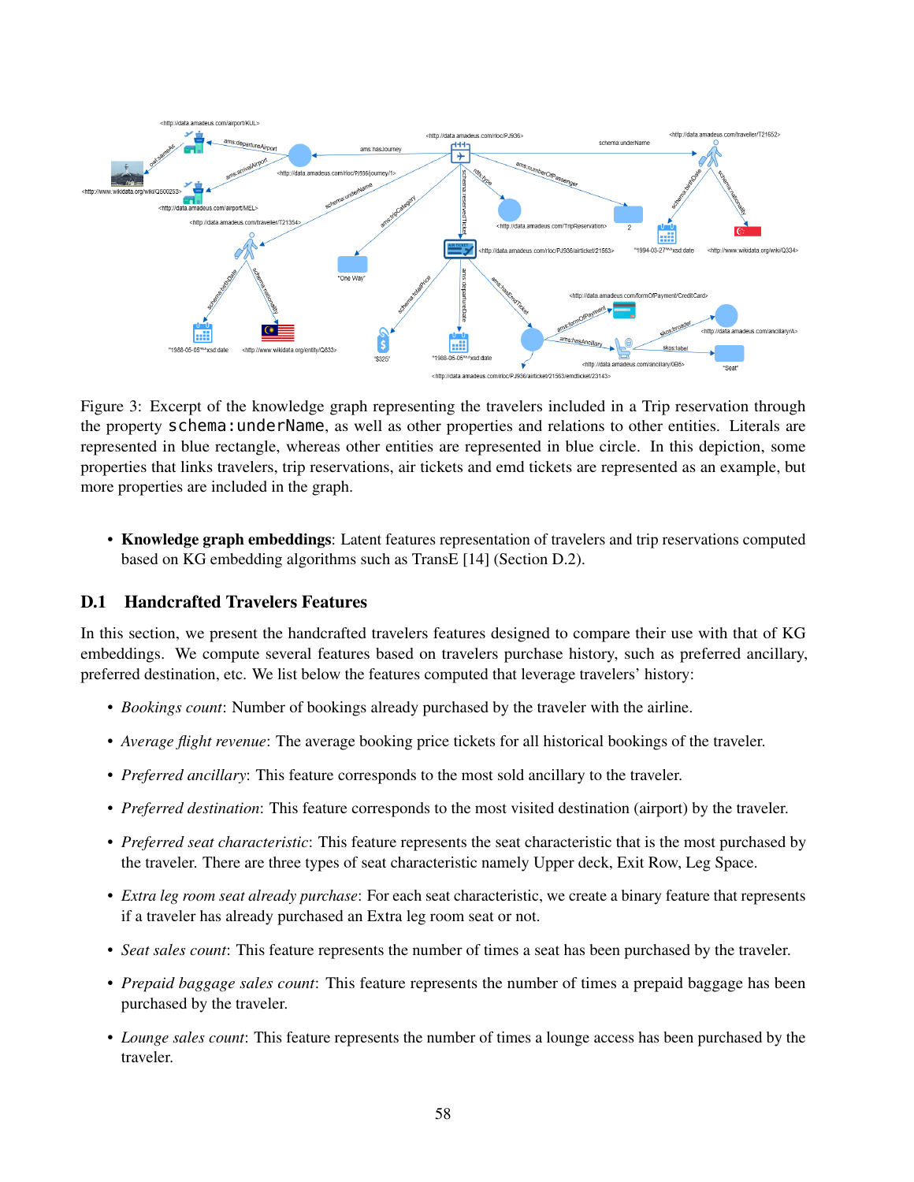Figure 3: Excerpt of the knowledge graph representing the travelers included in a Trip reservation through the property `schema:underName`, as well as other properties and relations to other entities. Literals are represented in blue rectangle, whereas other entities are represented in blue circle. In this depiction, some properties that links travelers, trip reservations, air tickets and emd tickets are represented as an example, but more properties are included in the graph.

- **Knowledge graph embeddings**: Latent features representation of travelers and trip reservations computed based on KG embedding algorithms such as TransE [14] (Section D.2).

## D.1 Handcrafted Travelers Features

In this section, we present the handcrafted travelers features designed to compare their use with that of KG embeddings. We compute several features based on travelers purchase history, such as preferred ancillary, preferred destination, etc. We list below the features computed that leverage travelers' history:

- *Bookings count*: Number of bookings already purchased by the traveler with the airline.
- *Average flight revenue*: The average booking price tickets for all historical bookings of the traveler.
- *Preferred ancillary*: This feature corresponds to the most sold ancillary to the traveler.
- *Preferred destination*: This feature corresponds to the most visited destination (airport) by the traveler.
- *Preferred seat characteristic*: This feature represents the seat characteristic that is the most purchased by the traveler. There are three types of seat characteristic namely Upper deck, Exit Row, Leg Space.
- *Extra leg room seat already purchase*: For each seat characteristic, we create a binary feature that represents if a traveler has already purchased an Extra leg room seat or not.
- *Seat sales count*: This feature represents the number of times a seat has been purchased by the traveler.
- *Prepaid baggage sales count*: This feature represents the number of times a prepaid baggage has been purchased by the traveler.
- *Lounge sales count*: This feature represents the number of times a lounge access has been purchased by the traveler.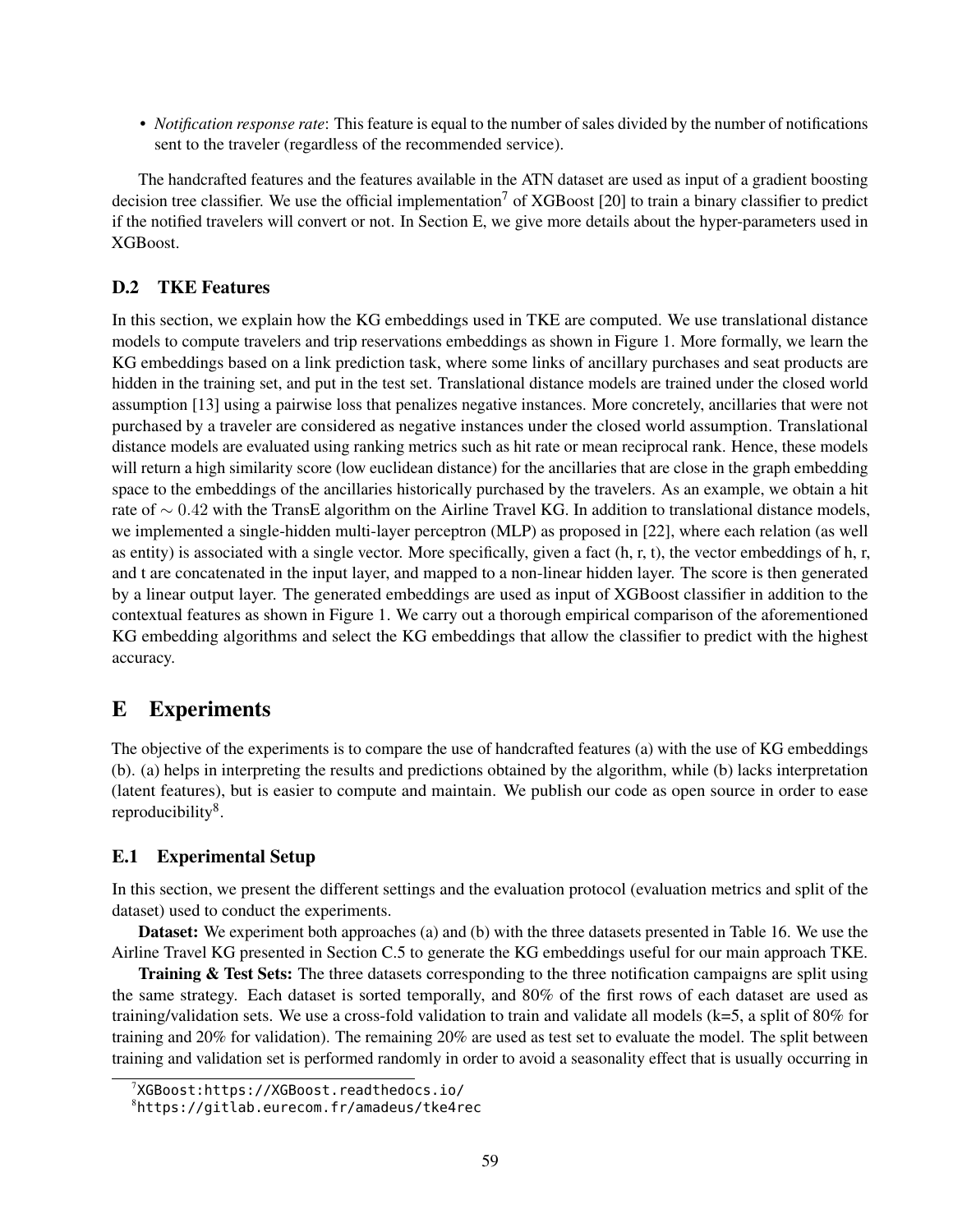- *Notification response rate*: This feature is equal to the number of sales divided by the number of notifications sent to the traveler (regardless of the recommended service).

The handcrafted features and the features available in the ATN dataset are used as input of a gradient boosting decision tree classifier. We use the official implementation[7] of XGBoost [20] to train a binary classifier to predict if the notified travelers will convert or not. In Section E, we give more details about the hyper-parameters used in XGBoost.

### D.2 TKE Features

In this section, we explain how the KG embeddings used in TKE are computed. We use translational distance models to compute travelers and trip reservations embeddings as shown in Figure 1. More formally, we learn the KG embeddings based on a link prediction task, where some links of ancillary purchases and seat products are hidden in the training set, and put in the test set. Translational distance models are trained under the closed world assumption [13] using a pairwise loss that penalizes negative instances. More concretely, ancillaries that were not purchased by a traveler are considered as negative instances under the closed world assumption. Translational distance models are evaluated using ranking metrics such as hit rate or mean reciprocal rank. Hence, these models will return a high similarity score (low euclidean distance) for the ancillaries that are close in the graph embedding space to the embeddings of the ancillaries historically purchased by the travelers. As an example, we obtain a hit rate of $\sim 0.42$ with the TransE algorithm on the Airline Travel KG. In addition to translational distance models, we implemented a single-hidden multi-layer perceptron (MLP) as proposed in [22], where each relation (as well as entity) is associated with a single vector. More specifically, given a fact (h, r, t), the vector embeddings of h, r, and t are concatenated in the input layer, and mapped to a non-linear hidden layer. The score is then generated by a linear output layer. The generated embeddings are used as input of XGBoost classifier in addition to the contextual features as shown in Figure 1. We carry out a thorough empirical comparison of the aforementioned KG embedding algorithms and select the KG embeddings that allow the classifier to predict with the highest accuracy.

## E Experiments

The objective of the experiments is to compare the use of handcrafted features (a) with the use of KG embeddings (b). (a) helps in interpreting the results and predictions obtained by the algorithm, while (b) lacks interpretation (latent features), but is easier to compute and maintain. We publish our code as open source in order to ease reproducibility[8].

### E.1 Experimental Setup

In this section, we present the different settings and the evaluation protocol (evaluation metrics and split of the dataset) used to conduct the experiments.

**Dataset:** We experiment both approaches (a) and (b) with the three datasets presented in Table 16. We use the Airline Travel KG presented in Section C.5 to generate the KG embeddings useful for our main approach TKE.

**Training & Test Sets:** The three datasets corresponding to the three notification campaigns are split using the same strategy. Each dataset is sorted temporally, and 80% of the first rows of each dataset are used as training/validation sets. We use a cross-fold validation to train and validate all models (k=5, a split of 80% for training and 20% for validation). The remaining 20% are used as test set to evaluate the model. The split between training and validation set is performed randomly in order to avoid a seasonality effect that is usually occurring in

[7] XGBoost:https://XGBoost.readthedocs.io/

[8] https://gitlab.eurecom.fr/amadeus/tke4rec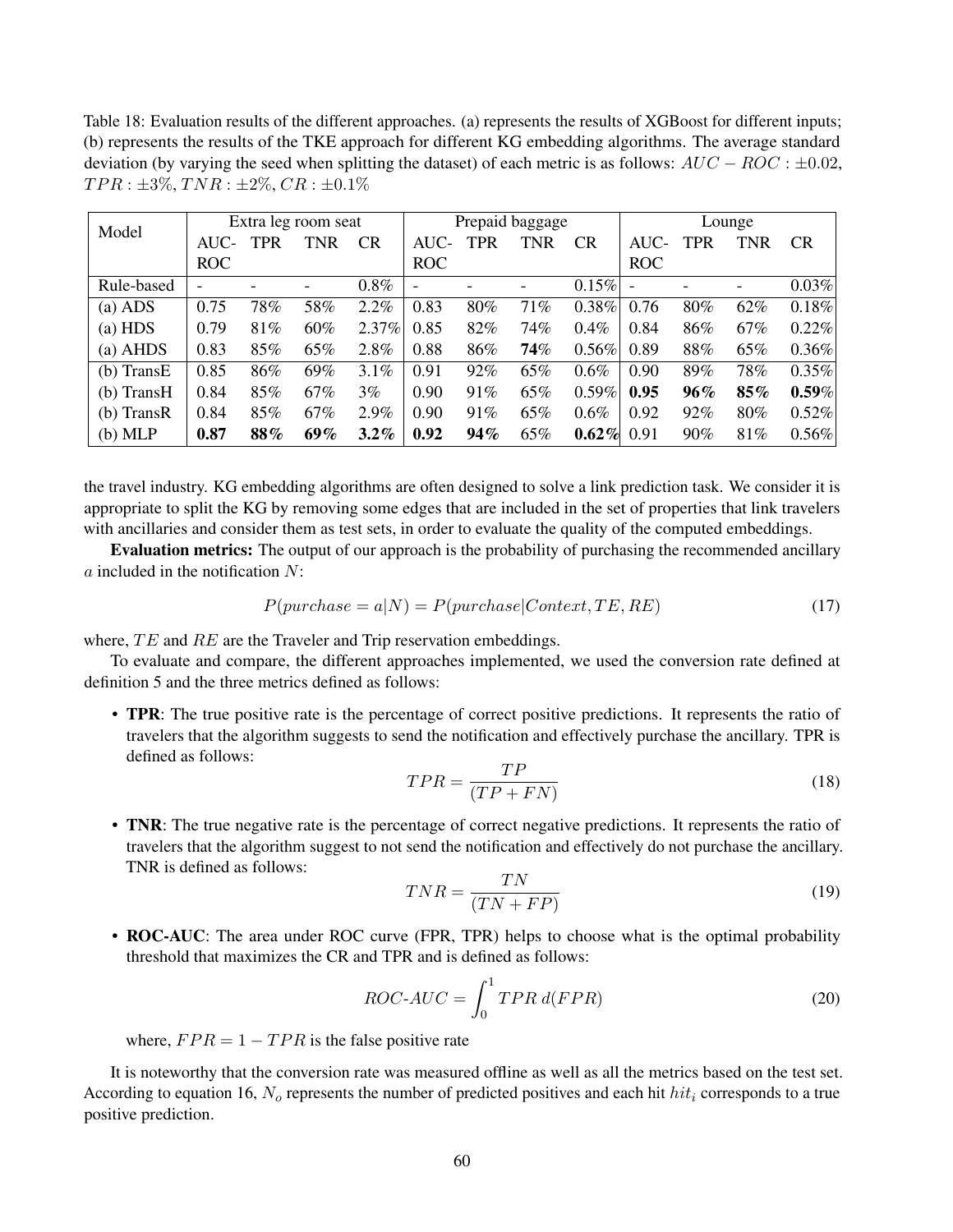Table 18: Evaluation results of the different approaches. (a) represents the results of XGBoost for different inputs; (b) represents the results of the TKE approach for different KG embedding algorithms. The average standard deviation (by varying the seed when splitting the dataset) of each metric is as follows: $AUC - ROC : \pm 0.02$, $TPR : \pm 3\%$, $TNR : \pm 2\%$, $CR : \pm 0.1\%$

| Model | Extra leg room seat | | | | Prepaid baggage | | | | Lounge | | | |
|---|---|---|---|---|---|---|---|---|---|---|---|---|
| | AUC-ROC | TPR | TNR | CR | AUC-ROC | TPR | TNR | CR | AUC-ROC | TPR | TNR | CR |
| Rule-based | - | - | - | 0.8% | - | - | - | 0.15% | - | - | - | 0.03% |
| (a) ADS | 0.75 | 78% | 58% | 2.2% | 0.83 | 80% | 71% | 0.38% | 0.76 | 80% | 62% | 0.18% |
| (a) HDS | 0.79 | 81% | 60% | 2.37% | 0.85 | 82% | 74% | 0.4% | 0.84 | 86% | 67% | 0.22% |
| (a) AHDS | 0.83 | 85% | 65% | 2.8% | 0.88 | 86% | **74%** | 0.56% | 0.89 | 88% | 65% | 0.36% |
| (b) TransE | 0.85 | 86% | 69% | 3.1% | 0.91 | 92% | 65% | 0.6% | 0.90 | 89% | 78% | 0.35% |
| (b) TransH | 0.84 | 85% | 67% | 3% | 0.90 | 91% | 65% | 0.59% | **0.95** | **96%** | **85%** | **0.59%** |
| (b) TransR | 0.84 | 85% | 67% | 2.9% | 0.90 | 91% | 65% | 0.6% | 0.92 | 92% | 80% | 0.52% |
| (b) MLP | **0.87** | **88%** | **69%** | **3.2%** | **0.92** | **94%** | 65% | **0.62%** | 0.91 | 90% | 81% | 0.56% |

the travel industry. KG embedding algorithms are often designed to solve a link prediction task. We consider it is appropriate to split the KG by removing some edges that are included in the set of properties that link travelers with ancillaries and consider them as test sets, in order to evaluate the quality of the computed embeddings.

**Evaluation metrics:** The output of our approach is the probability of purchasing the recommended ancillary $a$ included in the notification $N$:

$$P(purchase = a|N) = P(purchase|Context, TE, RE) \tag{17}$$

where, $TE$ and $RE$ are the Traveler and Trip reservation embeddings.

To evaluate and compare, the different approaches implemented, we used the conversion rate defined at definition 5 and the three metrics defined as follows:

- **TPR**: The true positive rate is the percentage of correct positive predictions. It represents the ratio of travelers that the algorithm suggests to send the notification and effectively purchase the ancillary. TPR is defined as follows:
$$TPR = \frac{TP}{(TP + FN)} \tag{18}$$
- **TNR**: The true negative rate is the percentage of correct negative predictions. It represents the ratio of travelers that the algorithm suggest to not send the notification and effectively do not purchase the ancillary. TNR is defined as follows:
$$TNR = \frac{TN}{(TN + FP)} \tag{19}$$
- **ROC-AUC**: The area under ROC curve (FPR, TPR) helps to choose what is the optimal probability threshold that maximizes the CR and TPR and is defined as follows:
$$ROC\text{-}AUC = \int_0^1 TPR \, d(FPR) \tag{20}$$
where, $FPR = 1 - TPR$ is the false positive rate

It is noteworthy that the conversion rate was measured offline as well as all the metrics based on the test set. According to equation 16, $N_o$ represents the number of predicted positives and each hit $hit_i$ corresponds to a true positive prediction.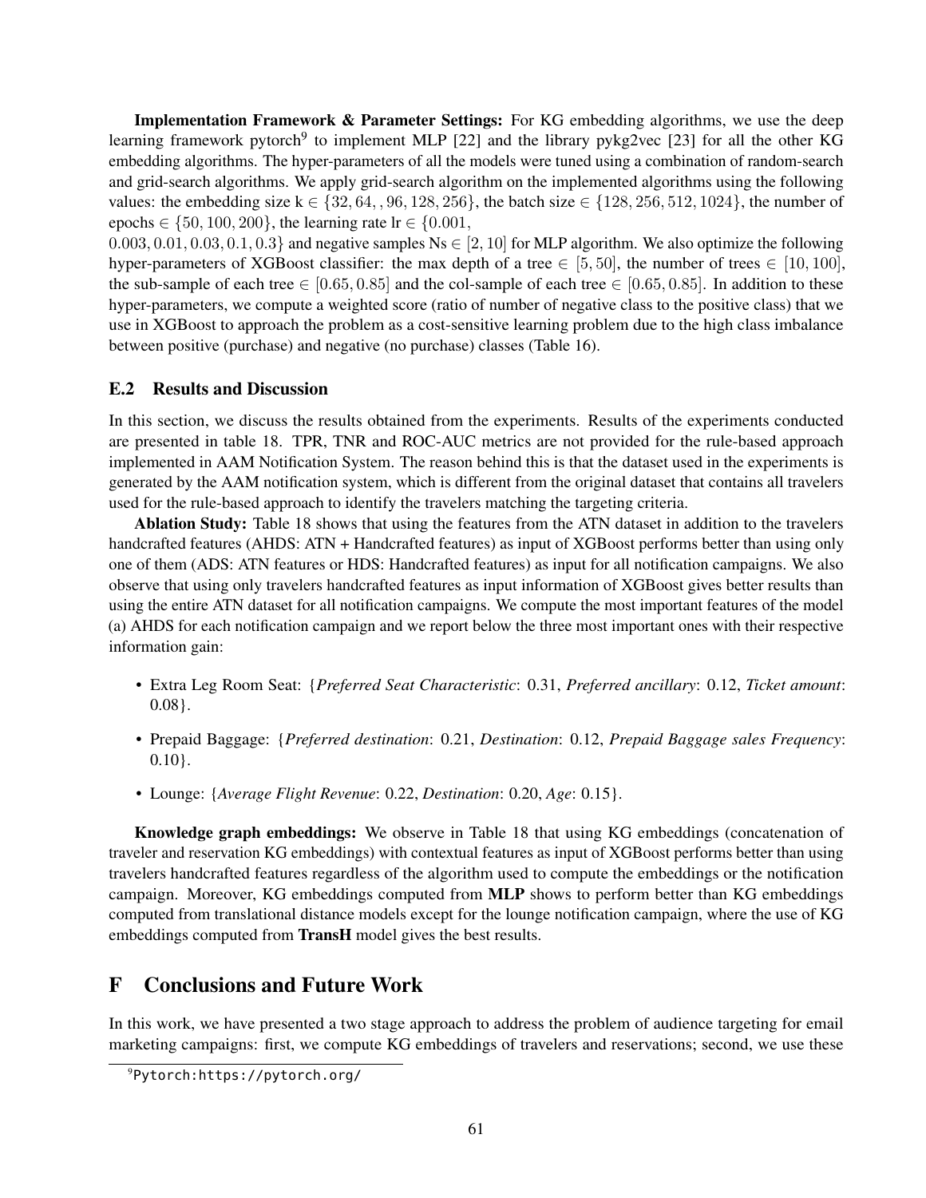**Implementation Framework & Parameter Settings:** For KG embedding algorithms, we use the deep learning framework pytorch[9] to implement MLP [22] and the library pykg2vec [23] for all the other KG embedding algorithms. The hyper-parameters of all the models were tuned using a combination of random-search and grid-search algorithms. We apply grid-search algorithm on the implemented algorithms using the following values: the embedding size k $\in \{32, 64, , 96, 128, 256\}$, the batch size $\in \{128, 256, 512, 1024\}$, the number of epochs $\in \{50, 100, 200\}$, the learning rate lr $\in \{0.001,$
$0.003, 0.01, 0.03, 0.1, 0.3\}$ and negative samples Ns $\in [2, 10]$ for MLP algorithm. We also optimize the following hyper-parameters of XGBoost classifier: the max depth of a tree $\in [5, 50]$, the number of trees $\in [10, 100]$, the sub-sample of each tree $\in [0.65, 0.85]$ and the col-sample of each tree $\in [0.65, 0.85]$. In addition to these hyper-parameters, we compute a weighted score (ratio of number of negative class to the positive class) that we use in XGBoost to approach the problem as a cost-sensitive learning problem due to the high class imbalance between positive (purchase) and negative (no purchase) classes (Table 16).

### E.2 Results and Discussion

In this section, we discuss the results obtained from the experiments. Results of the experiments conducted are presented in table 18. TPR, TNR and ROC-AUC metrics are not provided for the rule-based approach implemented in AAM Notification System. The reason behind this is that the dataset used in the experiments is generated by the AAM notification system, which is different from the original dataset that contains all travelers used for the rule-based approach to identify the travelers matching the targeting criteria.

**Ablation Study:** Table 18 shows that using the features from the ATN dataset in addition to the travelers handcrafted features (AHDS: ATN + Handcrafted features) as input of XGBoost performs better than using only one of them (ADS: ATN features or HDS: Handcrafted features) as input for all notification campaigns. We also observe that using only travelers handcrafted features as input information of XGBoost gives better results than using the entire ATN dataset for all notification campaigns. We compute the most important features of the model (a) AHDS for each notification campaign and we report below the three most important ones with their respective information gain:

- Extra Leg Room Seat: {*Preferred Seat Characteristic*: 0.31, *Preferred ancillary*: 0.12, *Ticket amount*: 0.08}.
- Prepaid Baggage: {*Preferred destination*: 0.21, *Destination*: 0.12, *Prepaid Baggage sales Frequency*: 0.10}.
- Lounge: {*Average Flight Revenue*: 0.22, *Destination*: 0.20, *Age*: 0.15}.

**Knowledge graph embeddings:** We observe in Table 18 that using KG embeddings (concatenation of traveler and reservation KG embeddings) with contextual features as input of XGBoost performs better than using travelers handcrafted features regardless of the algorithm used to compute the embeddings or the notification campaign. Moreover, KG embeddings computed from **MLP** shows to perform better than KG embeddings computed from translational distance models except for the lounge notification campaign, where the use of KG embeddings computed from **TransH** model gives the best results.

## F Conclusions and Future Work

In this work, we have presented a two stage approach to address the problem of audience targeting for email marketing campaigns: first, we compute KG embeddings of travelers and reservations; second, we use these

[9] Pytorch:https://pytorch.org/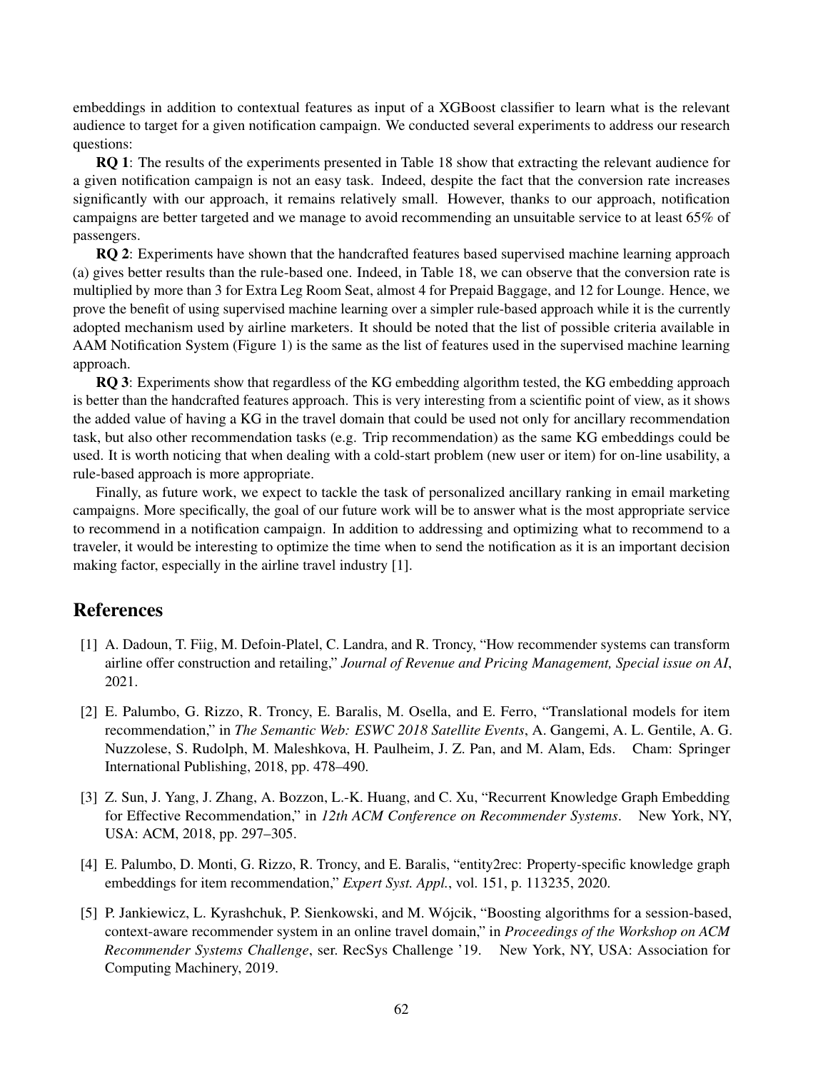embeddings in addition to contextual features as input of a XGBoost classifier to learn what is the relevant audience to target for a given notification campaign. We conducted several experiments to address our research questions:

**RQ 1**: The results of the experiments presented in Table 18 show that extracting the relevant audience for a given notification campaign is not an easy task. Indeed, despite the fact that the conversion rate increases significantly with our approach, it remains relatively small. However, thanks to our approach, notification campaigns are better targeted and we manage to avoid recommending an unsuitable service to at least 65% of passengers.

**RQ 2**: Experiments have shown that the handcrafted features based supervised machine learning approach (a) gives better results than the rule-based one. Indeed, in Table 18, we can observe that the conversion rate is multiplied by more than 3 for Extra Leg Room Seat, almost 4 for Prepaid Baggage, and 12 for Lounge. Hence, we prove the benefit of using supervised machine learning over a simpler rule-based approach while it is the currently adopted mechanism used by airline marketers. It should be noted that the list of possible criteria available in AAM Notification System (Figure 1) is the same as the list of features used in the supervised machine learning approach.

**RQ 3**: Experiments show that regardless of the KG embedding algorithm tested, the KG embedding approach is better than the handcrafted features approach. This is very interesting from a scientific point of view, as it shows the added value of having a KG in the travel domain that could be used not only for ancillary recommendation task, but also other recommendation tasks (e.g. Trip recommendation) as the same KG embeddings could be used. It is worth noticing that when dealing with a cold-start problem (new user or item) for on-line usability, a rule-based approach is more appropriate.

Finally, as future work, we expect to tackle the task of personalized ancillary ranking in email marketing campaigns. More specifically, the goal of our future work will be to answer what is the most appropriate service to recommend in a notification campaign. In addition to addressing and optimizing what to recommend to a traveler, it would be interesting to optimize the time when to send the notification as it is an important decision making factor, especially in the airline travel industry [1].

## References

[1] A. Dadoun, T. Fiig, M. Defoin-Platel, C. Landra, and R. Troncy, "How recommender systems can transform airline offer construction and retailing," *Journal of Revenue and Pricing Management, Special issue on AI*, 2021.

[2] E. Palumbo, G. Rizzo, R. Troncy, E. Baralis, M. Osella, and E. Ferro, "Translational models for item recommendation," in *The Semantic Web: ESWC 2018 Satellite Events*, A. Gangemi, A. L. Gentile, A. G. Nuzzolese, S. Rudolph, M. Maleshkova, H. Paulheim, J. Z. Pan, and M. Alam, Eds. Cham: Springer International Publishing, 2018, pp. 478–490.

[3] Z. Sun, J. Yang, J. Zhang, A. Bozzon, L.-K. Huang, and C. Xu, "Recurrent Knowledge Graph Embedding for Effective Recommendation," in *12th ACM Conference on Recommender Systems*. New York, NY, USA: ACM, 2018, pp. 297–305.

[4] E. Palumbo, D. Monti, G. Rizzo, R. Troncy, and E. Baralis, "entity2rec: Property-specific knowledge graph embeddings for item recommendation," *Expert Syst. Appl.*, vol. 151, p. 113235, 2020.

[5] P. Jankiewicz, L. Kyrashchuk, P. Sienkowski, and M. Wójcik, "Boosting algorithms for a session-based, context-aware recommender system in an online travel domain," in *Proceedings of the Workshop on ACM Recommender Systems Challenge*, ser. RecSys Challenge '19. New York, NY, USA: Association for Computing Machinery, 2019.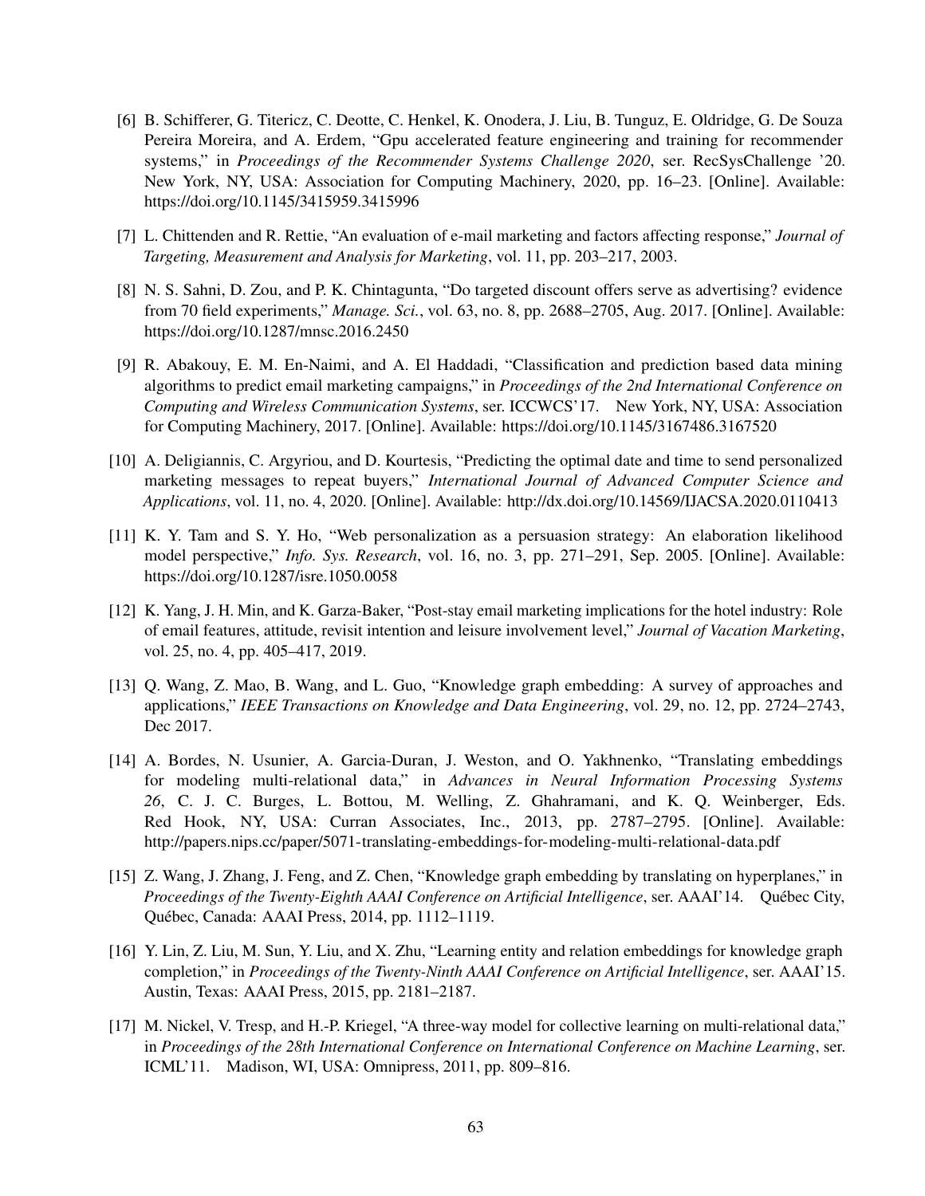[6] B. Schifferer, G. Titericz, C. Deotte, C. Henkel, K. Onodera, J. Liu, B. Tunguz, E. Oldridge, G. De Souza Pereira Moreira, and A. Erdem, "Gpu accelerated feature engineering and training for recommender systems," in *Proceedings of the Recommender Systems Challenge 2020*, ser. RecSysChallenge '20. New York, NY, USA: Association for Computing Machinery, 2020, pp. 16–23. [Online]. Available: https://doi.org/10.1145/3415959.3415996

[7] L. Chittenden and R. Rettie, "An evaluation of e-mail marketing and factors affecting response," *Journal of Targeting, Measurement and Analysis for Marketing*, vol. 11, pp. 203–217, 2003.

[8] N. S. Sahni, D. Zou, and P. K. Chintagunta, "Do targeted discount offers serve as advertising? evidence from 70 field experiments," *Manage. Sci.*, vol. 63, no. 8, pp. 2688–2705, Aug. 2017. [Online]. Available: https://doi.org/10.1287/mnsc.2016.2450

[9] R. Abakouy, E. M. En-Naimi, and A. El Haddadi, "Classification and prediction based data mining algorithms to predict email marketing campaigns," in *Proceedings of the 2nd International Conference on Computing and Wireless Communication Systems*, ser. ICCWCS'17. New York, NY, USA: Association for Computing Machinery, 2017. [Online]. Available: https://doi.org/10.1145/3167486.3167520

[10] A. Deligiannis, C. Argyriou, and D. Kourtesis, "Predicting the optimal date and time to send personalized marketing messages to repeat buyers," *International Journal of Advanced Computer Science and Applications*, vol. 11, no. 4, 2020. [Online]. Available: http://dx.doi.org/10.14569/IJACSA.2020.0110413

[11] K. Y. Tam and S. Y. Ho, "Web personalization as a persuasion strategy: An elaboration likelihood model perspective," *Info. Sys. Research*, vol. 16, no. 3, pp. 271–291, Sep. 2005. [Online]. Available: https://doi.org/10.1287/isre.1050.0058

[12] K. Yang, J. H. Min, and K. Garza-Baker, "Post-stay email marketing implications for the hotel industry: Role of email features, attitude, revisit intention and leisure involvement level," *Journal of Vacation Marketing*, vol. 25, no. 4, pp. 405–417, 2019.

[13] Q. Wang, Z. Mao, B. Wang, and L. Guo, "Knowledge graph embedding: A survey of approaches and applications," *IEEE Transactions on Knowledge and Data Engineering*, vol. 29, no. 12, pp. 2724–2743, Dec 2017.

[14] A. Bordes, N. Usunier, A. Garcia-Duran, J. Weston, and O. Yakhnenko, "Translating embeddings for modeling multi-relational data," in *Advances in Neural Information Processing Systems 26*, C. J. C. Burges, L. Bottou, M. Welling, Z. Ghahramani, and K. Q. Weinberger, Eds. Red Hook, NY, USA: Curran Associates, Inc., 2013, pp. 2787–2795. [Online]. Available: http://papers.nips.cc/paper/5071-translating-embeddings-for-modeling-multi-relational-data.pdf

[15] Z. Wang, J. Zhang, J. Feng, and Z. Chen, "Knowledge graph embedding by translating on hyperplanes," in *Proceedings of the Twenty-Eighth AAAI Conference on Artificial Intelligence*, ser. AAAI'14. Québec City, Québec, Canada: AAAI Press, 2014, pp. 1112–1119.

[16] Y. Lin, Z. Liu, M. Sun, Y. Liu, and X. Zhu, "Learning entity and relation embeddings for knowledge graph completion," in *Proceedings of the Twenty-Ninth AAAI Conference on Artificial Intelligence*, ser. AAAI'15. Austin, Texas: AAAI Press, 2015, pp. 2181–2187.

[17] M. Nickel, V. Tresp, and H.-P. Kriegel, "A three-way model for collective learning on multi-relational data," in *Proceedings of the 28th International Conference on International Conference on Machine Learning*, ser. ICML'11. Madison, WI, USA: Omnipress, 2011, pp. 809–816.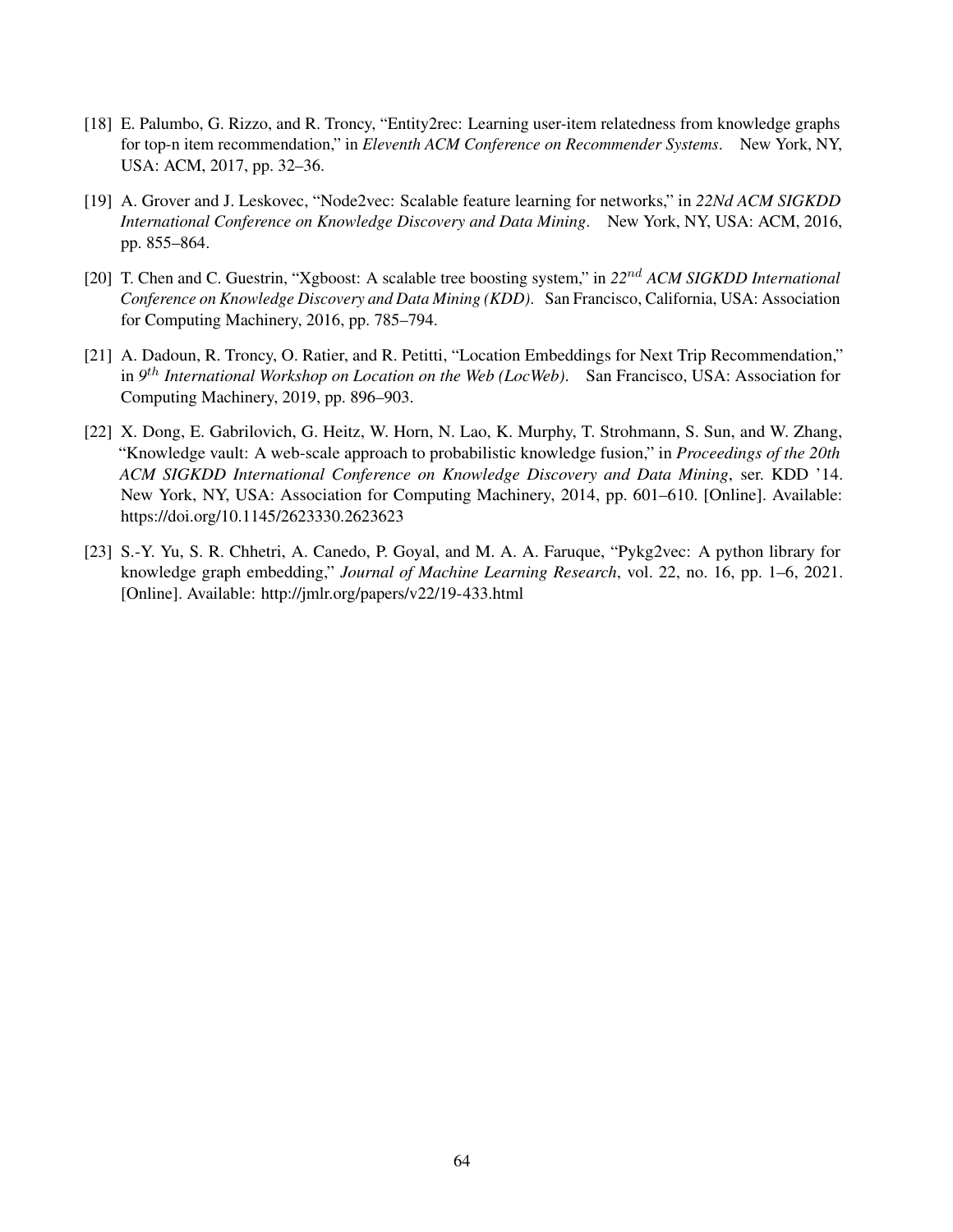[18] E. Palumbo, G. Rizzo, and R. Troncy, "Entity2rec: Learning user-item relatedness from knowledge graphs for top-n item recommendation," in *Eleventh ACM Conference on Recommender Systems*. New York, NY, USA: ACM, 2017, pp. 32–36.

[19] A. Grover and J. Leskovec, "Node2vec: Scalable feature learning for networks," in *22Nd ACM SIGKDD International Conference on Knowledge Discovery and Data Mining*. New York, NY, USA: ACM, 2016, pp. 855–864.

[20] T. Chen and C. Guestrin, "Xgboost: A scalable tree boosting system," in *22$^{nd}$ ACM SIGKDD International Conference on Knowledge Discovery and Data Mining (KDD)*. San Francisco, California, USA: Association for Computing Machinery, 2016, pp. 785–794.

[21] A. Dadoun, R. Troncy, O. Ratier, and R. Petitti, "Location Embeddings for Next Trip Recommendation," in *9$^{th}$ International Workshop on Location on the Web (LocWeb)*. San Francisco, USA: Association for Computing Machinery, 2019, pp. 896–903.

[22] X. Dong, E. Gabrilovich, G. Heitz, W. Horn, N. Lao, K. Murphy, T. Strohmann, S. Sun, and W. Zhang, "Knowledge vault: A web-scale approach to probabilistic knowledge fusion," in *Proceedings of the 20th ACM SIGKDD International Conference on Knowledge Discovery and Data Mining*, ser. KDD '14. New York, NY, USA: Association for Computing Machinery, 2014, pp. 601–610. [Online]. Available: https://doi.org/10.1145/2623330.2623623

[23] S.-Y. Yu, S. R. Chhetri, A. Canedo, P. Goyal, and M. A. A. Faruque, "Pykg2vec: A python library for knowledge graph embedding," *Journal of Machine Learning Research*, vol. 22, no. 16, pp. 1–6, 2021. [Online]. Available: http://jmlr.org/papers/v22/19-433.html